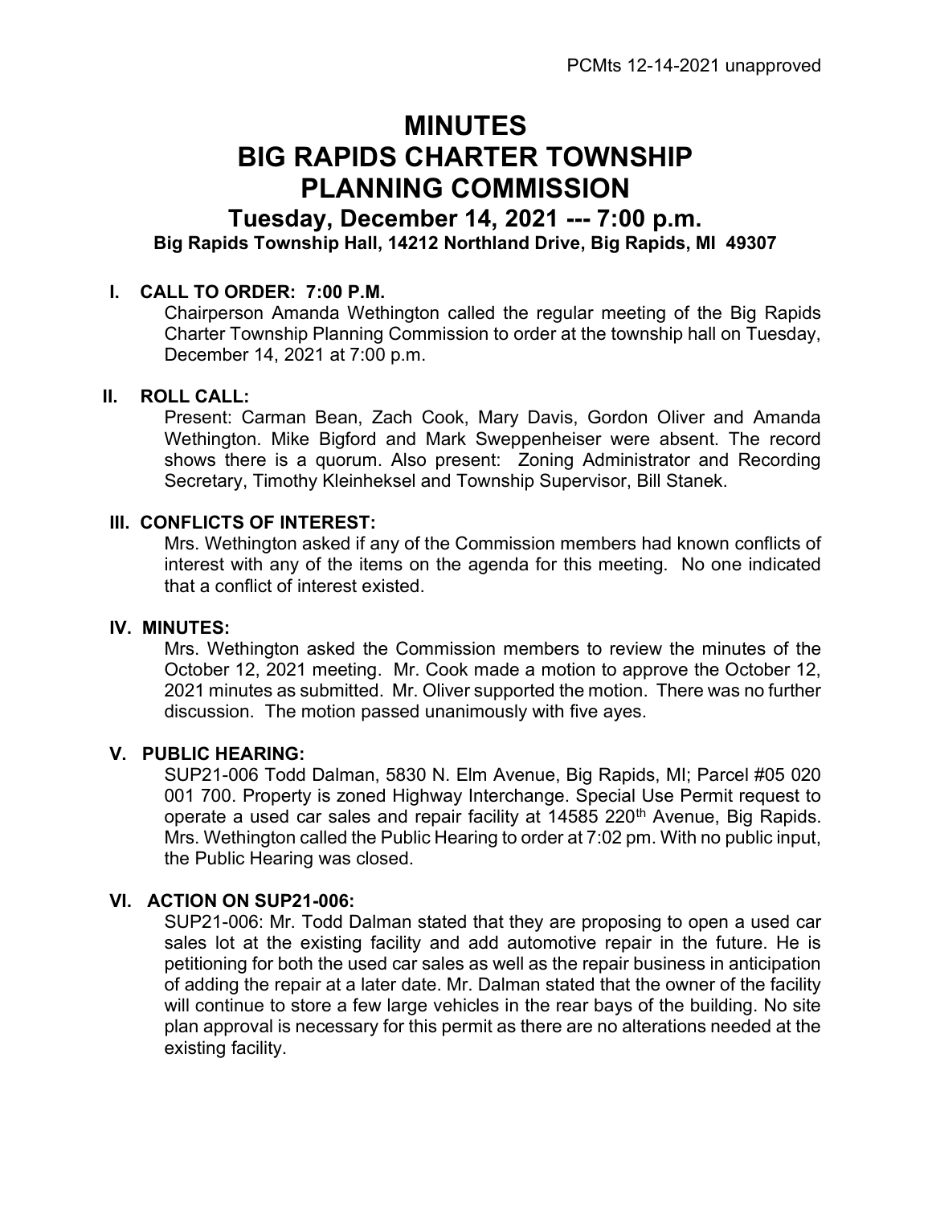PCMts 12-14-2021 unapproved

# MINUTES
# BIG RAPIDS CHARTER TOWNSHIP
# PLANNING COMMISSION

## Tuesday, December 14, 2021 --- 7:00 p.m.

**Big Rapids Township Hall, 14212 Northland Drive, Big Rapids, MI 49307**

### I. CALL TO ORDER: 7:00 P.M.

Chairperson Amanda Wethington called the regular meeting of the Big Rapids Charter Township Planning Commission to order at the township hall on Tuesday, December 14, 2021 at 7:00 p.m.

### II. ROLL CALL:

Present: Carman Bean, Zach Cook, Mary Davis, Gordon Oliver and Amanda Wethington. Mike Bigford and Mark Sweppenheiser were absent. The record shows there is a quorum. Also present: Zoning Administrator and Recording Secretary, Timothy Kleinheksel and Township Supervisor, Bill Stanek.

### III. CONFLICTS OF INTEREST:

Mrs. Wethington asked if any of the Commission members had known conflicts of interest with any of the items on the agenda for this meeting. No one indicated that a conflict of interest existed.

### IV. MINUTES:

Mrs. Wethington asked the Commission members to review the minutes of the October 12, 2021 meeting. Mr. Cook made a motion to approve the October 12, 2021 minutes as submitted. Mr. Oliver supported the motion. There was no further discussion. The motion passed unanimously with five ayes.

### V. PUBLIC HEARING:

SUP21-006 Todd Dalman, 5830 N. Elm Avenue, Big Rapids, MI; Parcel #05 020 001 700. Property is zoned Highway Interchange. Special Use Permit request to operate a used car sales and repair facility at 14585 220th Avenue, Big Rapids. Mrs. Wethington called the Public Hearing to order at 7:02 pm. With no public input, the Public Hearing was closed.

### VI. ACTION ON SUP21-006:

SUP21-006: Mr. Todd Dalman stated that they are proposing to open a used car sales lot at the existing facility and add automotive repair in the future. He is petitioning for both the used car sales as well as the repair business in anticipation of adding the repair at a later date. Mr. Dalman stated that the owner of the facility will continue to store a few large vehicles in the rear bays of the building. No site plan approval is necessary for this permit as there are no alterations needed at the existing facility.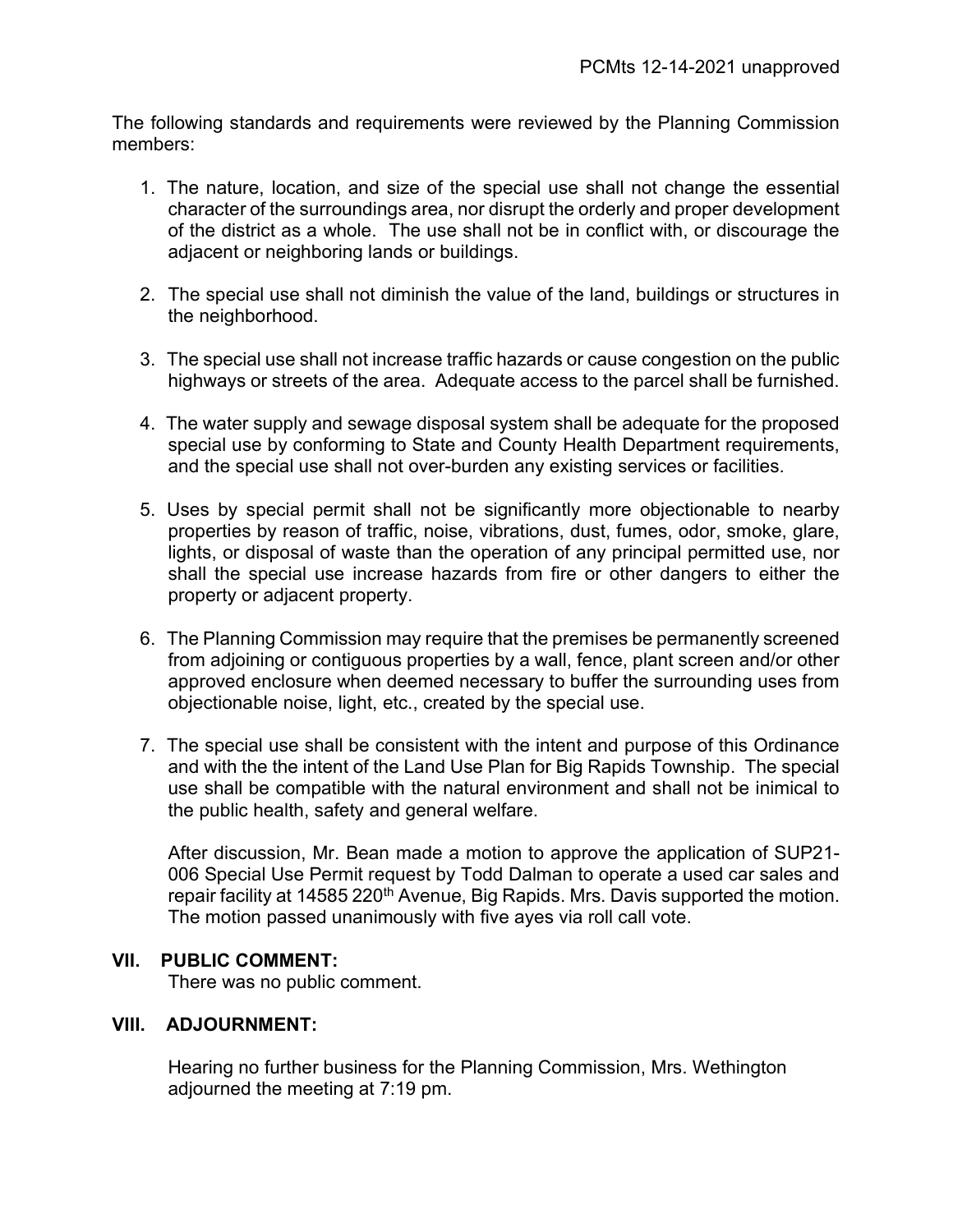The following standards and requirements were reviewed by the Planning Commission members:

1. The nature, location, and size of the special use shall not change the essential character of the surroundings area, nor disrupt the orderly and proper development of the district as a whole. The use shall not be in conflict with, or discourage the adjacent or neighboring lands or buildings.

2. The special use shall not diminish the value of the land, buildings or structures in the neighborhood.

3. The special use shall not increase traffic hazards or cause congestion on the public highways or streets of the area. Adequate access to the parcel shall be furnished.

4. The water supply and sewage disposal system shall be adequate for the proposed special use by conforming to State and County Health Department requirements, and the special use shall not over-burden any existing services or facilities.

5. Uses by special permit shall not be significantly more objectionable to nearby properties by reason of traffic, noise, vibrations, dust, fumes, odor, smoke, glare, lights, or disposal of waste than the operation of any principal permitted use, nor shall the special use increase hazards from fire or other dangers to either the property or adjacent property.

6. The Planning Commission may require that the premises be permanently screened from adjoining or contiguous properties by a wall, fence, plant screen and/or other approved enclosure when deemed necessary to buffer the surrounding uses from objectionable noise, light, etc., created by the special use.

7. The special use shall be consistent with the intent and purpose of this Ordinance and with the the intent of the Land Use Plan for Big Rapids Township. The special use shall be compatible with the natural environment and shall not be inimical to the public health, safety and general welfare.

   After discussion, Mr. Bean made a motion to approve the application of SUP21-006 Special Use Permit request by Todd Dalman to operate a used car sales and repair facility at 14585 220th Avenue, Big Rapids. Mrs. Davis supported the motion. The motion passed unanimously with five ayes via roll call vote.

## VII. PUBLIC COMMENT:

There was no public comment.

## VIII. ADJOURNMENT:

Hearing no further business for the Planning Commission, Mrs. Wethington adjourned the meeting at 7:19 pm.